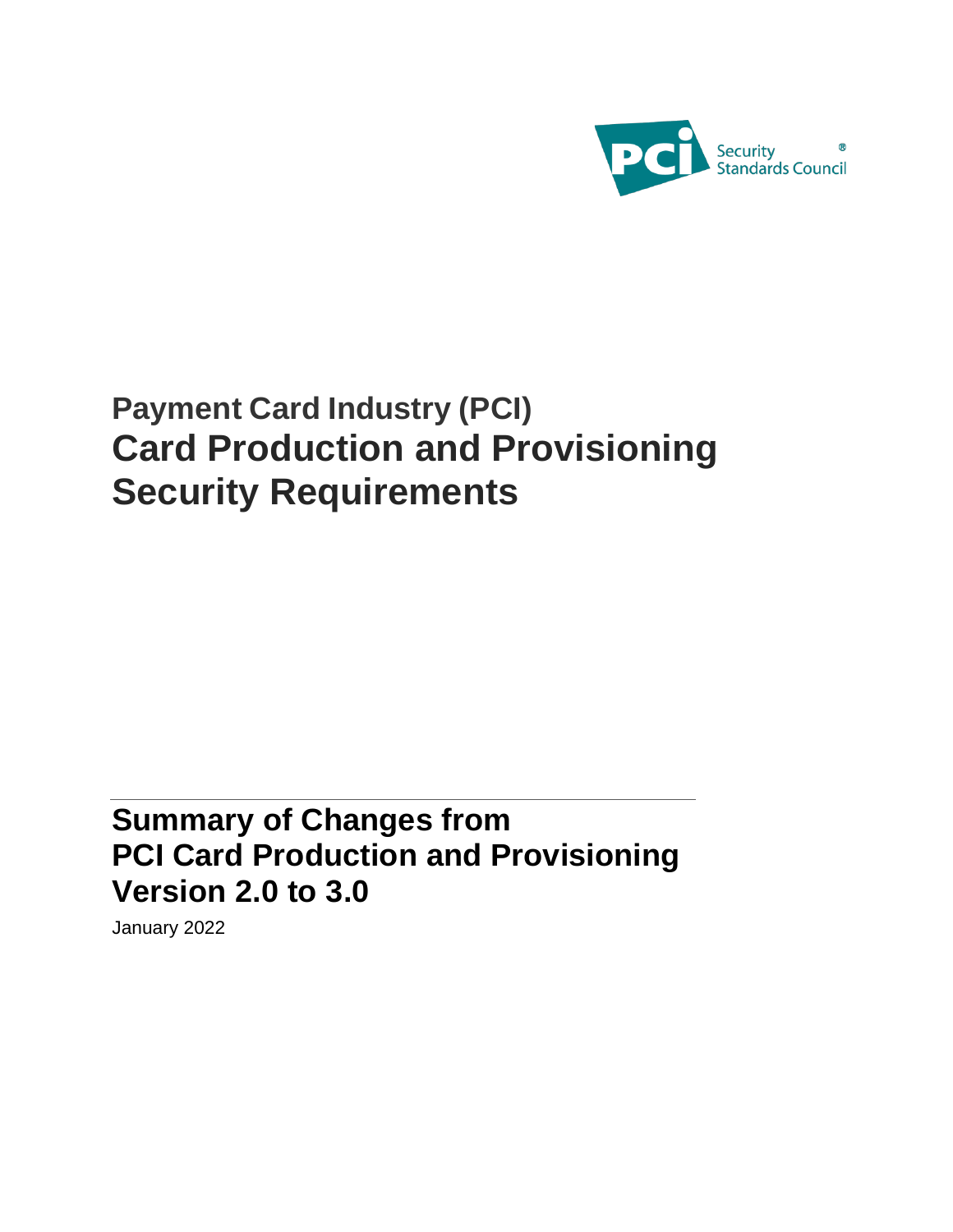PCI Security Standards Council®

# Payment Card Industry (PCI)
# Card Production and Provisioning Security Requirements

---

## Summary of Changes from PCI Card Production and Provisioning Version 2.0 to 3.0

January 2022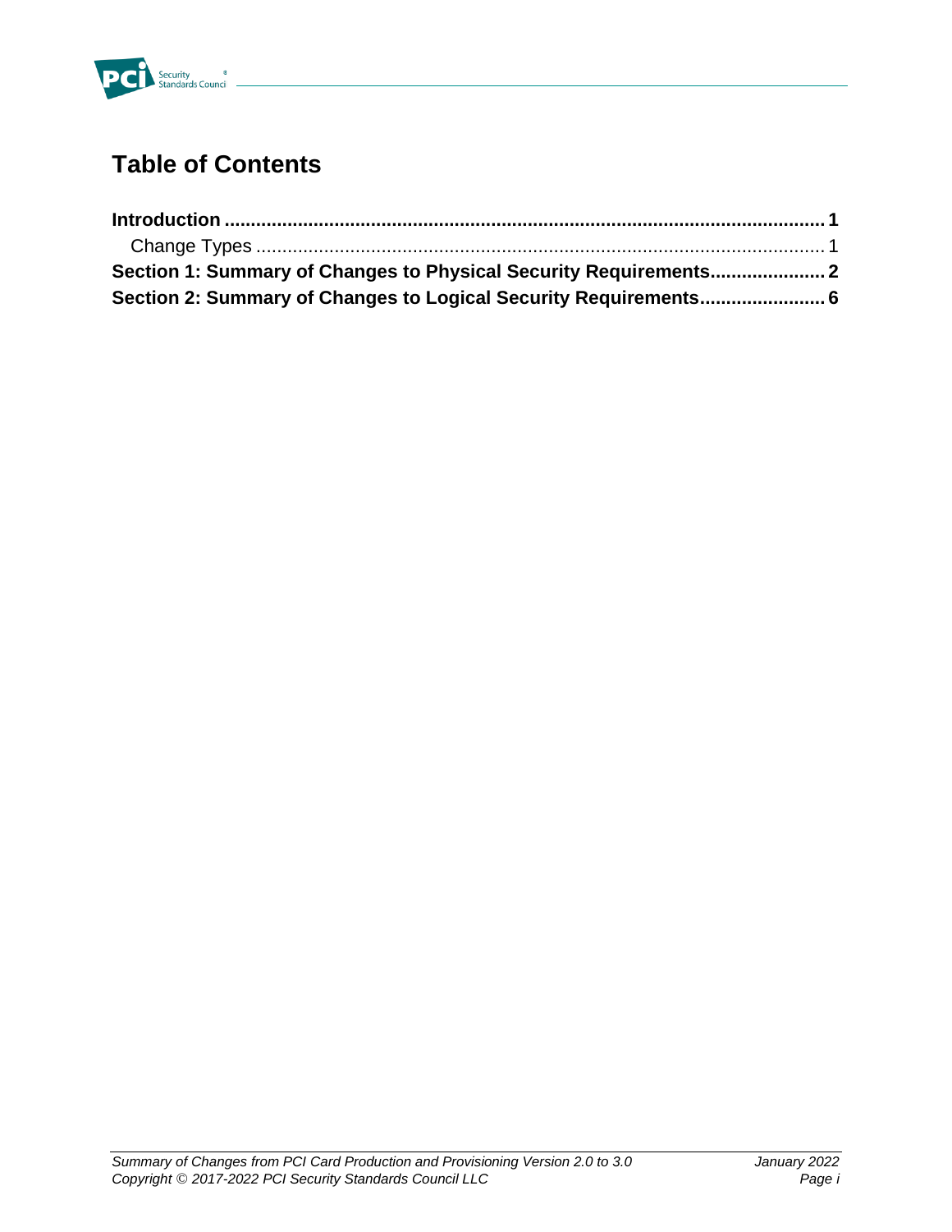# Table of Contents

**Introduction** ................................................................................................ **1**

Change Types ................................................................................................ 1

**Section 1: Summary of Changes to Physical Security Requirements** ..................... **2**

**Section 2: Summary of Changes to Logical Security Requirements** ....................... **6**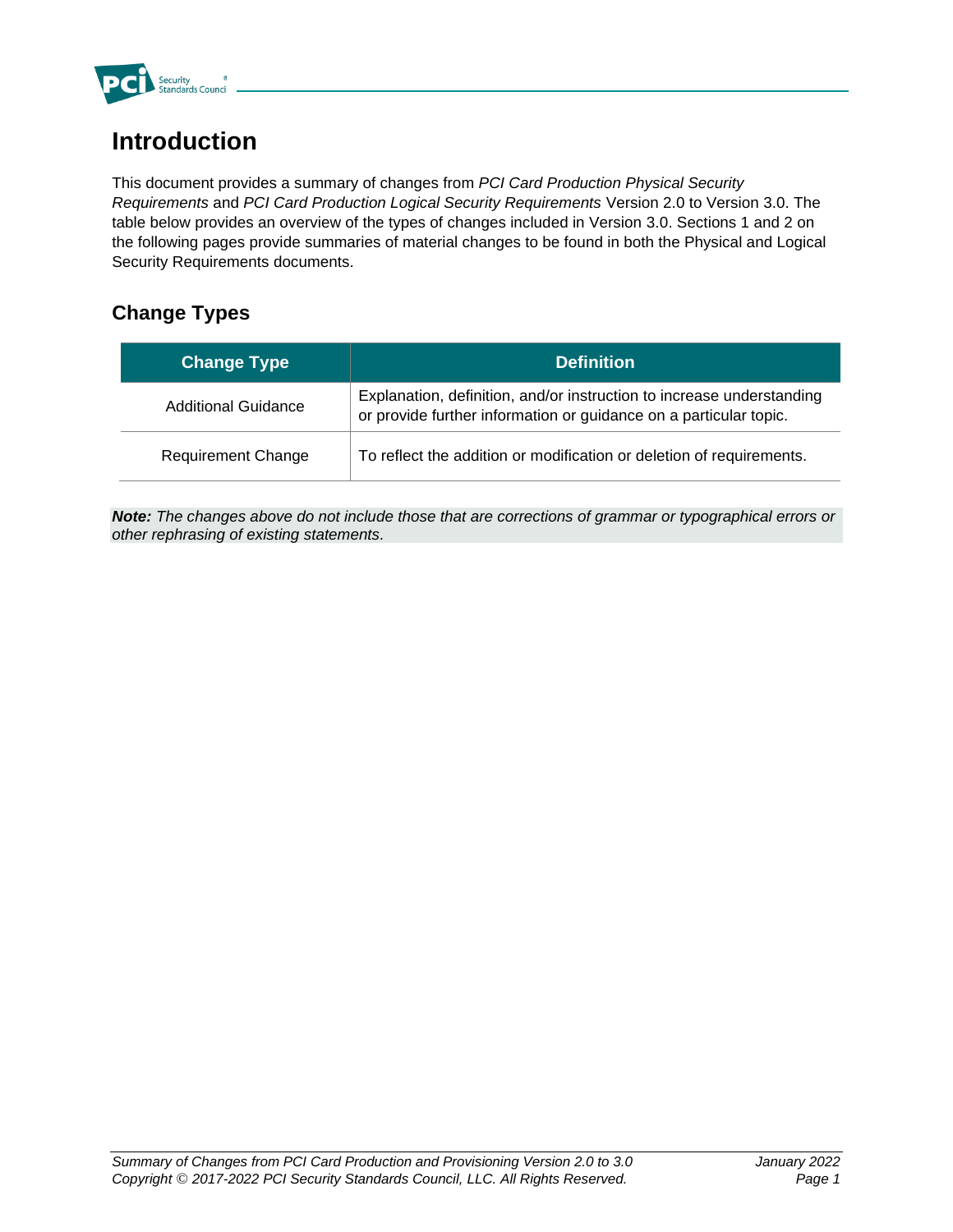# Introduction

This document provides a summary of changes from *PCI Card Production Physical Security Requirements* and *PCI Card Production Logical Security Requirements* Version 2.0 to Version 3.0. The table below provides an overview of the types of changes included in Version 3.0. Sections 1 and 2 on the following pages provide summaries of material changes to be found in both the Physical and Logical Security Requirements documents.

## Change Types

| Change Type | Definition |
|---|---|
| Additional Guidance | Explanation, definition, and/or instruction to increase understanding or provide further information or guidance on a particular topic. |
| Requirement Change | To reflect the addition or modification or deletion of requirements. |

***Note:*** *The changes above do not include those that are corrections of grammar or typographical errors or other rephrasing of existing statements.*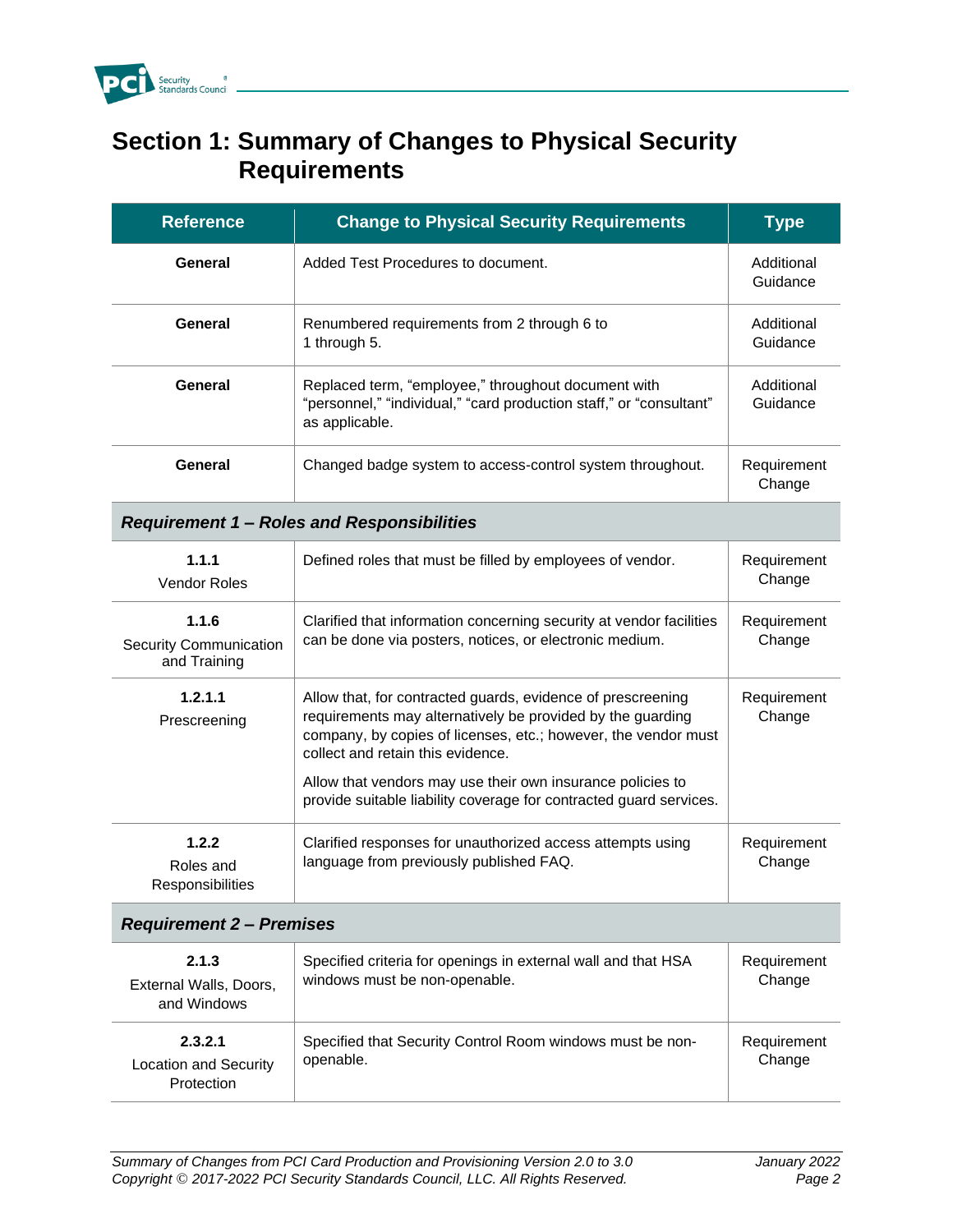# Section 1: Summary of Changes to Physical Security Requirements

| Reference | Change to Physical Security Requirements | Type |
|---|---|---|
| **General** | Added Test Procedures to document. | Additional Guidance |
| **General** | Renumbered requirements from 2 through 6 to 1 through 5. | Additional Guidance |
| **General** | Replaced term, "employee," throughout document with "personnel," "individual," "card production staff," or "consultant" as applicable. | Additional Guidance |
| **General** | Changed badge system to access-control system throughout. | Requirement Change |
| ***Requirement 1 – Roles and Responsibilities*** | | |
| **1.1.1** Vendor Roles | Defined roles that must be filled by employees of vendor. | Requirement Change |
| **1.1.6** Security Communication and Training | Clarified that information concerning security at vendor facilities can be done via posters, notices, or electronic medium. | Requirement Change |
| **1.2.1.1** Prescreening | Allow that, for contracted guards, evidence of prescreening requirements may alternatively be provided by the guarding company, by copies of licenses, etc.; however, the vendor must collect and retain this evidence.<br><br>Allow that vendors may use their own insurance policies to provide suitable liability coverage for contracted guard services. | Requirement Change |
| **1.2.2** Roles and Responsibilities | Clarified responses for unauthorized access attempts using language from previously published FAQ. | Requirement Change |
| ***Requirement 2 – Premises*** | | |
| **2.1.3** External Walls, Doors, and Windows | Specified criteria for openings in external wall and that HSA windows must be non-openable. | Requirement Change |
| **2.3.2.1** Location and Security Protection | Specified that Security Control Room windows must be non-openable. | Requirement Change |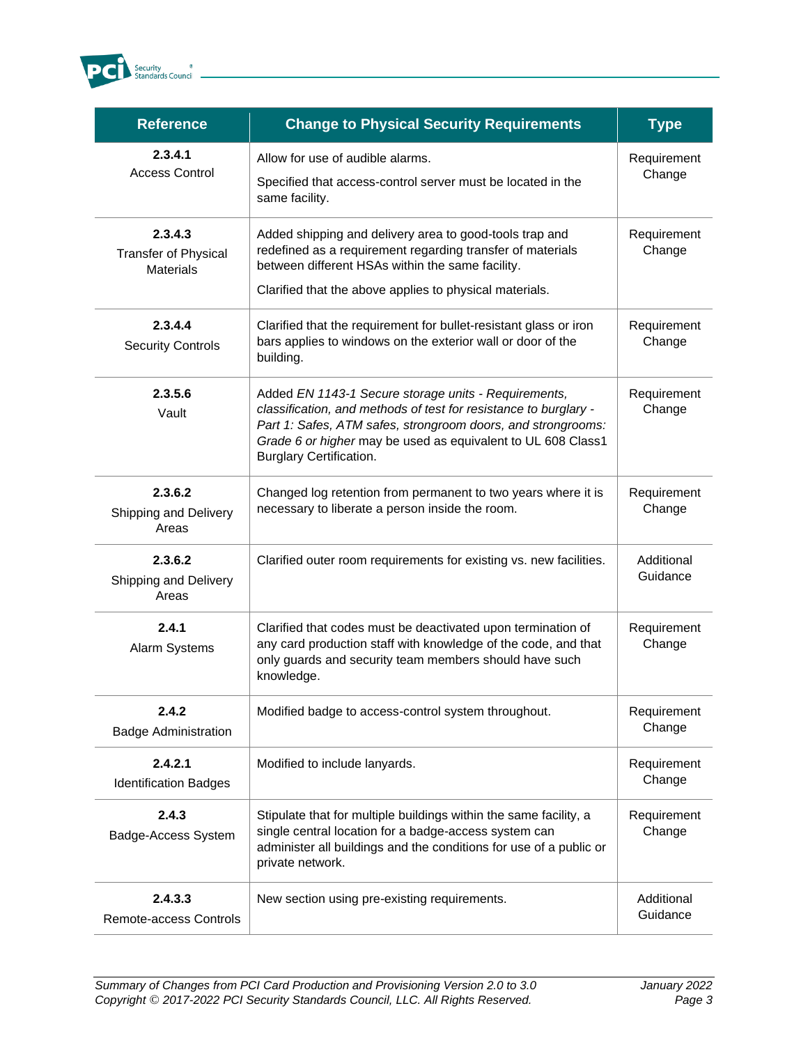| Reference | Change to Physical Security Requirements | Type |
|---|---|---|
| **2.3.4.1**<br>Access Control | Allow for use of audible alarms.<br>Specified that access-control server must be located in the same facility. | Requirement Change |
| **2.3.4.3**<br>Transfer of Physical Materials | Added shipping and delivery area to good-tools trap and redefined as a requirement regarding transfer of materials between different HSAs within the same facility.<br>Clarified that the above applies to physical materials. | Requirement Change |
| **2.3.4.4**<br>Security Controls | Clarified that the requirement for bullet-resistant glass or iron bars applies to windows on the exterior wall or door of the building. | Requirement Change |
| **2.3.5.6**<br>Vault | Added *EN 1143-1 Secure storage units - Requirements, classification, and methods of test for resistance to burglary - Part 1: Safes, ATM safes, strongroom doors, and strongrooms: Grade 6 or higher* may be used as equivalent to UL 608 Class1 Burglary Certification. | Requirement Change |
| **2.3.6.2**<br>Shipping and Delivery Areas | Changed log retention from permanent to two years where it is necessary to liberate a person inside the room. | Requirement Change |
| **2.3.6.2**<br>Shipping and Delivery Areas | Clarified outer room requirements for existing vs. new facilities. | Additional Guidance |
| **2.4.1**<br>Alarm Systems | Clarified that codes must be deactivated upon termination of any card production staff with knowledge of the code, and that only guards and security team members should have such knowledge. | Requirement Change |
| **2.4.2**<br>Badge Administration | Modified badge to access-control system throughout. | Requirement Change |
| **2.4.2.1**<br>Identification Badges | Modified to include lanyards. | Requirement Change |
| **2.4.3**<br>Badge-Access System | Stipulate that for multiple buildings within the same facility, a single central location for a badge-access system can administer all buildings and the conditions for use of a public or private network. | Requirement Change |
| **2.4.3.3**<br>Remote-access Controls | New section using pre-existing requirements. | Additional Guidance |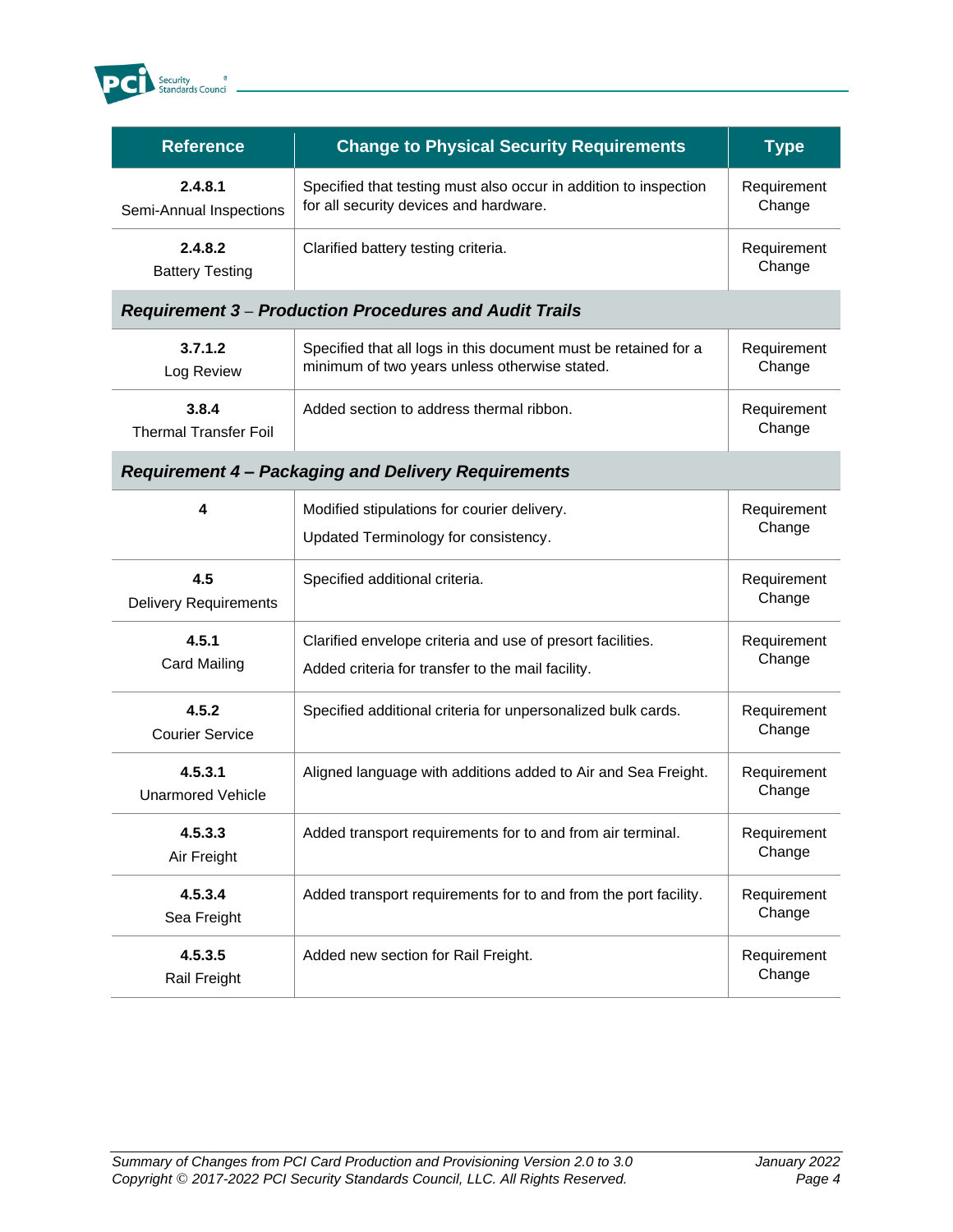| Reference | Change to Physical Security Requirements | Type |
|---|---|---|
| **2.4.8.1**<br>Semi-Annual Inspections | Specified that testing must also occur in addition to inspection for all security devices and hardware. | Requirement Change |
| **2.4.8.2**<br>Battery Testing | Clarified battery testing criteria. | Requirement Change |
| ***Requirement 3 – Production Procedures and Audit Trails*** | | |
| **3.7.1.2**<br>Log Review | Specified that all logs in this document must be retained for a minimum of two years unless otherwise stated. | Requirement Change |
| **3.8.4**<br>Thermal Transfer Foil | Added section to address thermal ribbon. | Requirement Change |
| ***Requirement 4 – Packaging and Delivery Requirements*** | | |
| **4** | Modified stipulations for courier delivery.<br>Updated Terminology for consistency. | Requirement Change |
| **4.5**<br>Delivery Requirements | Specified additional criteria. | Requirement Change |
| **4.5.1**<br>Card Mailing | Clarified envelope criteria and use of presort facilities.<br>Added criteria for transfer to the mail facility. | Requirement Change |
| **4.5.2**<br>Courier Service | Specified additional criteria for unpersonalized bulk cards. | Requirement Change |
| **4.5.3.1**<br>Unarmored Vehicle | Aligned language with additions added to Air and Sea Freight. | Requirement Change |
| **4.5.3.3**<br>Air Freight | Added transport requirements for to and from air terminal. | Requirement Change |
| **4.5.3.4**<br>Sea Freight | Added transport requirements for to and from the port facility. | Requirement Change |
| **4.5.3.5**<br>Rail Freight | Added new section for Rail Freight. | Requirement Change |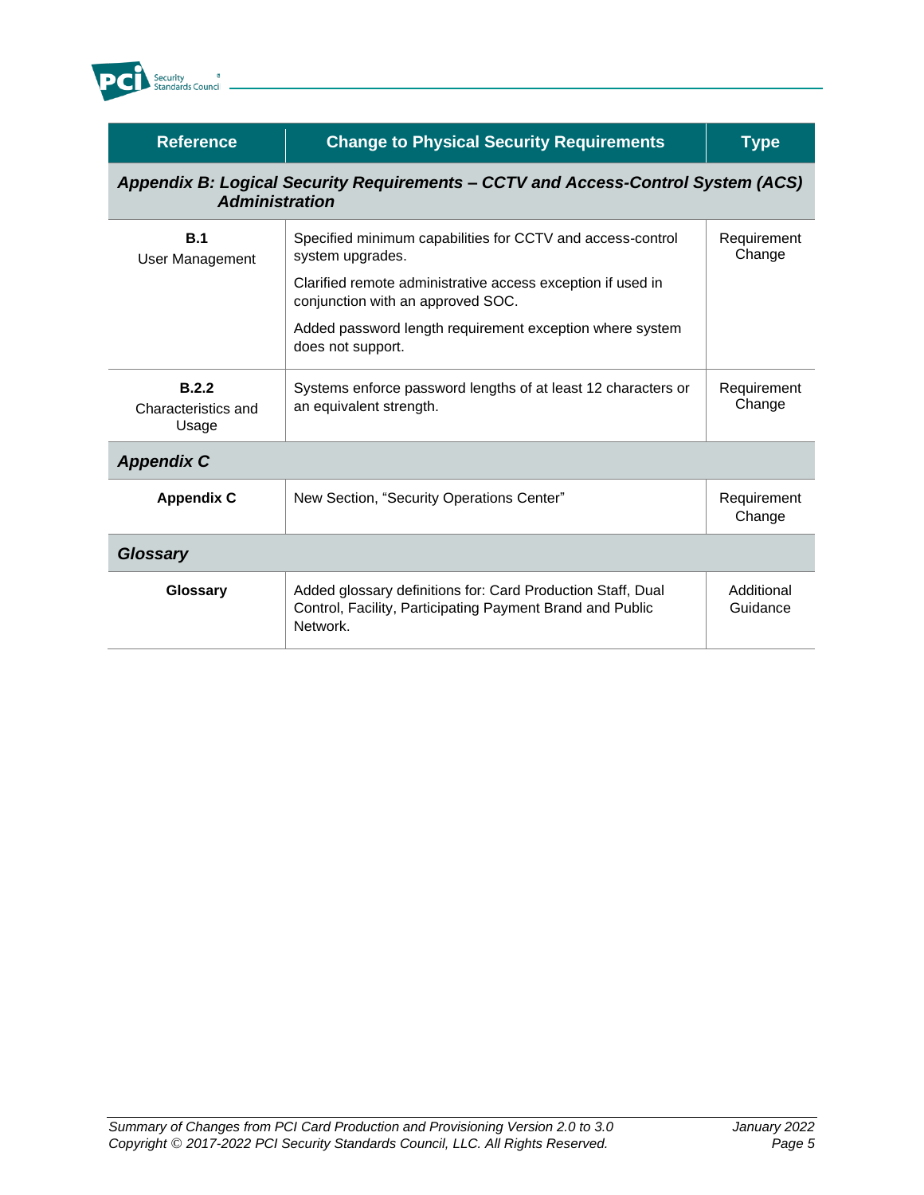| Reference | Change to Physical Security Requirements | Type |
|---|---|---|
| ***Appendix B: Logical Security Requirements – CCTV and Access-Control System (ACS) Administration*** | | |
| **B.1** User Management | Specified minimum capabilities for CCTV and access-control system upgrades. Clarified remote administrative access exception if used in conjunction with an approved SOC. Added password length requirement exception where system does not support. | Requirement Change |
| **B.2.2** Characteristics and Usage | Systems enforce password lengths of at least 12 characters or an equivalent strength. | Requirement Change |
| ***Appendix C*** | | |
| **Appendix C** | New Section, "Security Operations Center" | Requirement Change |
| ***Glossary*** | | |
| **Glossary** | Added glossary definitions for: Card Production Staff, Dual Control, Facility, Participating Payment Brand and Public Network. | Additional Guidance |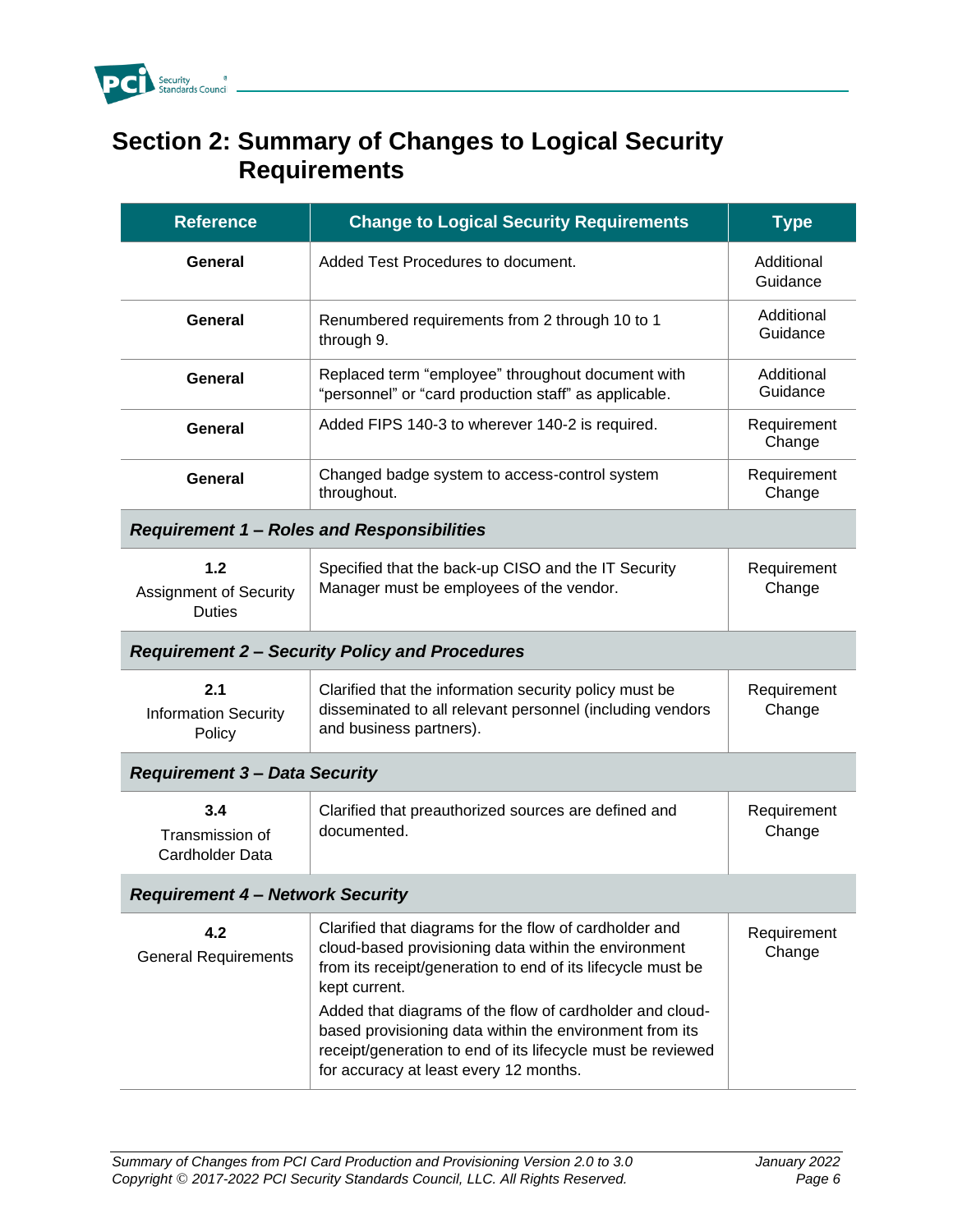# Section 2: Summary of Changes to Logical Security Requirements

| Reference | Change to Logical Security Requirements | Type |
|---|---|---|
| **General** | Added Test Procedures to document. | Additional Guidance |
| **General** | Renumbered requirements from 2 through 10 to 1 through 9. | Additional Guidance |
| **General** | Replaced term "employee" throughout document with "personnel" or "card production staff" as applicable. | Additional Guidance |
| **General** | Added FIPS 140-3 to wherever 140-2 is required. | Requirement Change |
| **General** | Changed badge system to access-control system throughout. | Requirement Change |
| ***Requirement 1 – Roles and Responsibilities*** | | |
| **1.2** Assignment of Security Duties | Specified that the back-up CISO and the IT Security Manager must be employees of the vendor. | Requirement Change |
| ***Requirement 2 – Security Policy and Procedures*** | | |
| **2.1** Information Security Policy | Clarified that the information security policy must be disseminated to all relevant personnel (including vendors and business partners). | Requirement Change |
| ***Requirement 3 – Data Security*** | | |
| **3.4** Transmission of Cardholder Data | Clarified that preauthorized sources are defined and documented. | Requirement Change |
| ***Requirement 4 – Network Security*** | | |
| **4.2** General Requirements | Clarified that diagrams for the flow of cardholder and cloud-based provisioning data within the environment from its receipt/generation to end of its lifecycle must be kept current.<br><br>Added that diagrams of the flow of cardholder and cloud-based provisioning data within the environment from its receipt/generation to end of its lifecycle must be reviewed for accuracy at least every 12 months. | Requirement Change |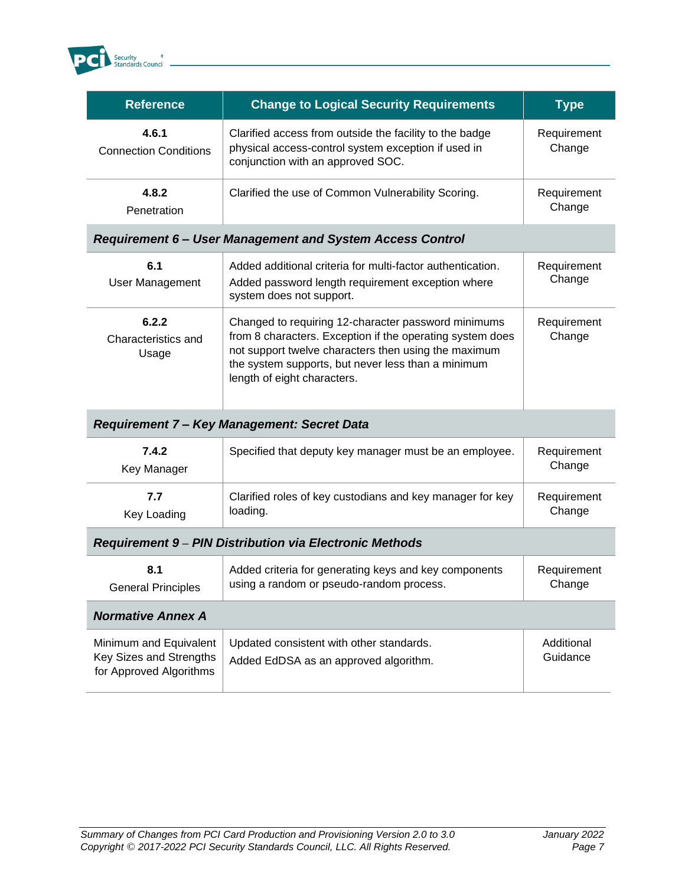| Reference | Change to Logical Security Requirements | Type |
|---|---|---|
| **4.6.1** Connection Conditions | Clarified access from outside the facility to the badge physical access-control system exception if used in conjunction with an approved SOC. | Requirement Change |
| **4.8.2** Penetration | Clarified the use of Common Vulnerability Scoring. | Requirement Change |
| ***Requirement 6 – User Management and System Access Control*** | | |
| **6.1** User Management | Added additional criteria for multi-factor authentication. Added password length requirement exception where system does not support. | Requirement Change |
| **6.2.2** Characteristics and Usage | Changed to requiring 12-character password minimums from 8 characters. Exception if the operating system does not support twelve characters then using the maximum the system supports, but never less than a minimum length of eight characters. | Requirement Change |
| ***Requirement 7 – Key Management: Secret Data*** | | |
| **7.4.2** Key Manager | Specified that deputy key manager must be an employee. | Requirement Change |
| **7.7** Key Loading | Clarified roles of key custodians and key manager for key loading. | Requirement Change |
| ***Requirement 9 – PIN Distribution via Electronic Methods*** | | |
| **8.1** General Principles | Added criteria for generating keys and key components using a random or pseudo-random process. | Requirement Change |
| ***Normative Annex A*** | | |
| Minimum and Equivalent Key Sizes and Strengths for Approved Algorithms | Updated consistent with other standards. Added EdDSA as an approved algorithm. | Additional Guidance |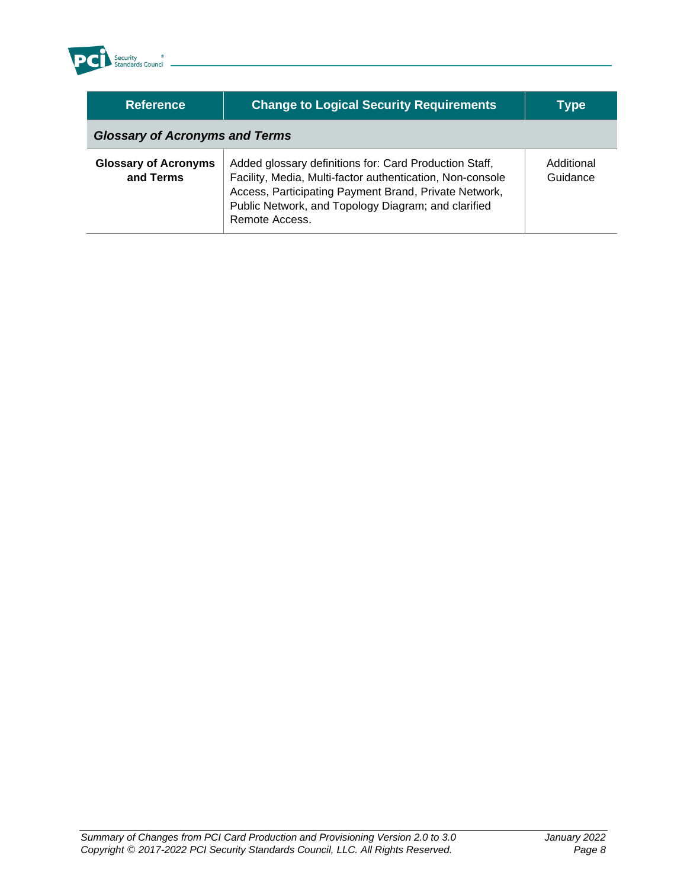| Reference | Change to Logical Security Requirements | Type |
| --- | --- | --- |
| ***Glossary of Acronyms and Terms*** | | |
| **Glossary of Acronyms and Terms** | Added glossary definitions for: Card Production Staff, Facility, Media, Multi-factor authentication, Non-console Access, Participating Payment Brand, Private Network, Public Network, and Topology Diagram; and clarified Remote Access. | Additional Guidance |